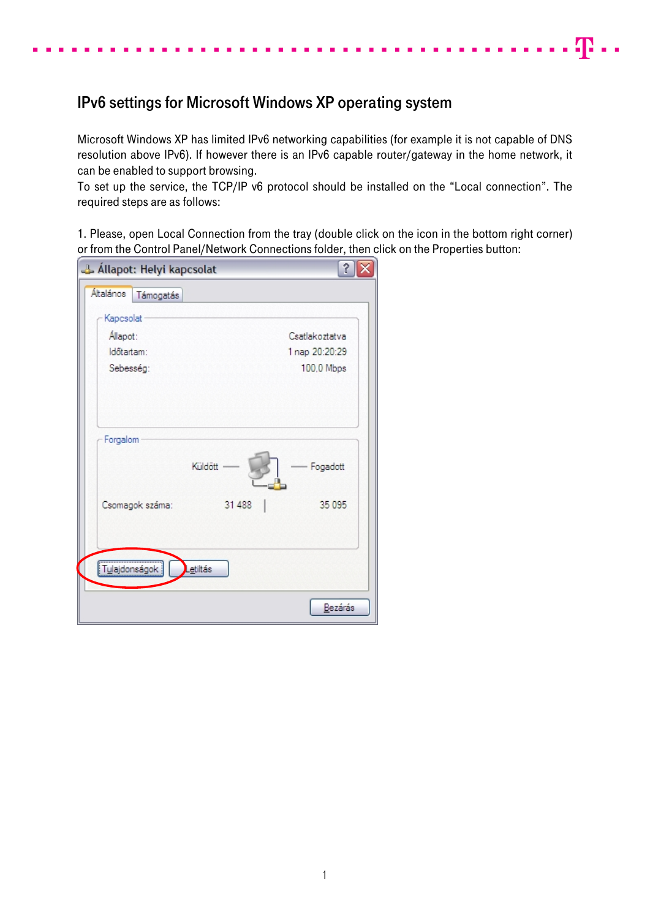# IPv6 settings for Microsoft Windows XP operating system

Microsoft Windows XP has limited IPv6 networking capabilities (for example it is not capable of DNS resolution above IPv6). If however there is an IPv6 capable router/gateway in the home network, it can be enabled to support browsing.

To set up the service, the TCP/IP v6 protocol should be installed on the "Local connection". The required steps are as follows:

1. Please, open Local Connection from the tray (double click on the icon in the bottom right corner) or from the Control Panel/Network Connections folder, then click on the Properties button: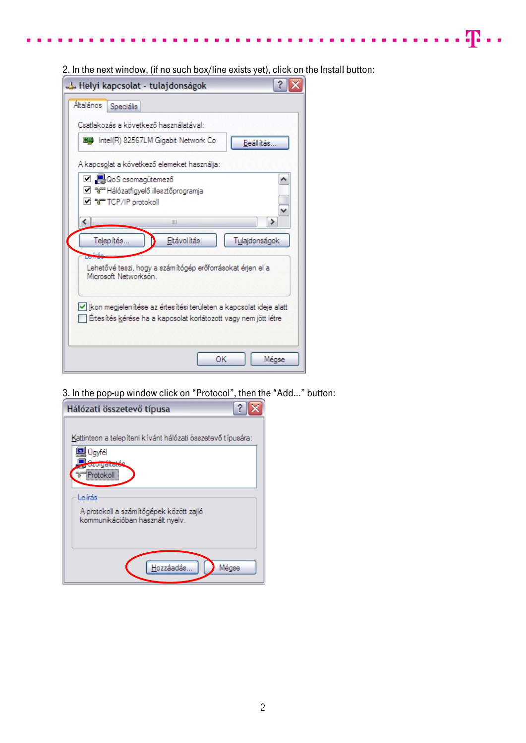2. In the next window, (if no such box/line exists yet), click on the Install button:

3. In the pop-up window click on “Protocol”, then the “Add...” button: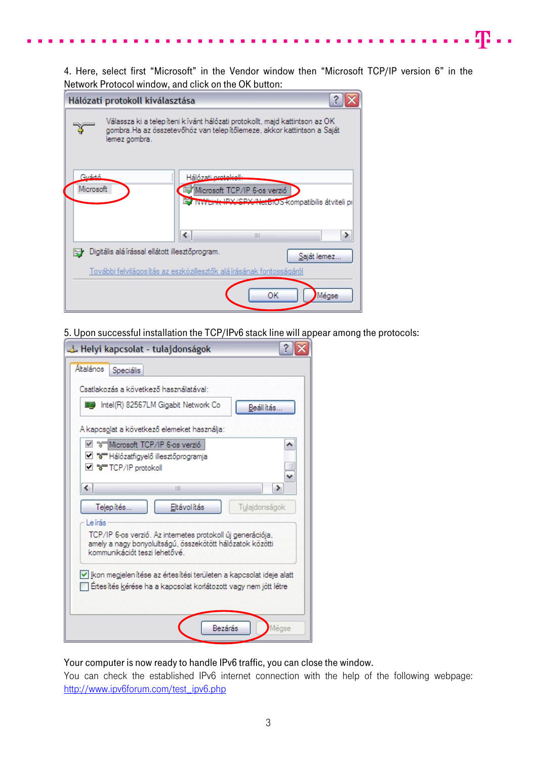4. Here, select first “Microsoft” in the Vendor window then “Microsoft TCP/IP version 6” in the Network Protocol window, and click on the OK button:

5. Upon successful installation the TCP/IPv6 stack line will appear among the protocols:

Your computer is now ready to handle IPv6 traffic, you can close the window.

You can check the established IPv6 internet connection with the help of the following webpage: [http://www.ipv6forum.com/test_ipv6.php](http://www.ipv6forum.com/test_ipv6.php)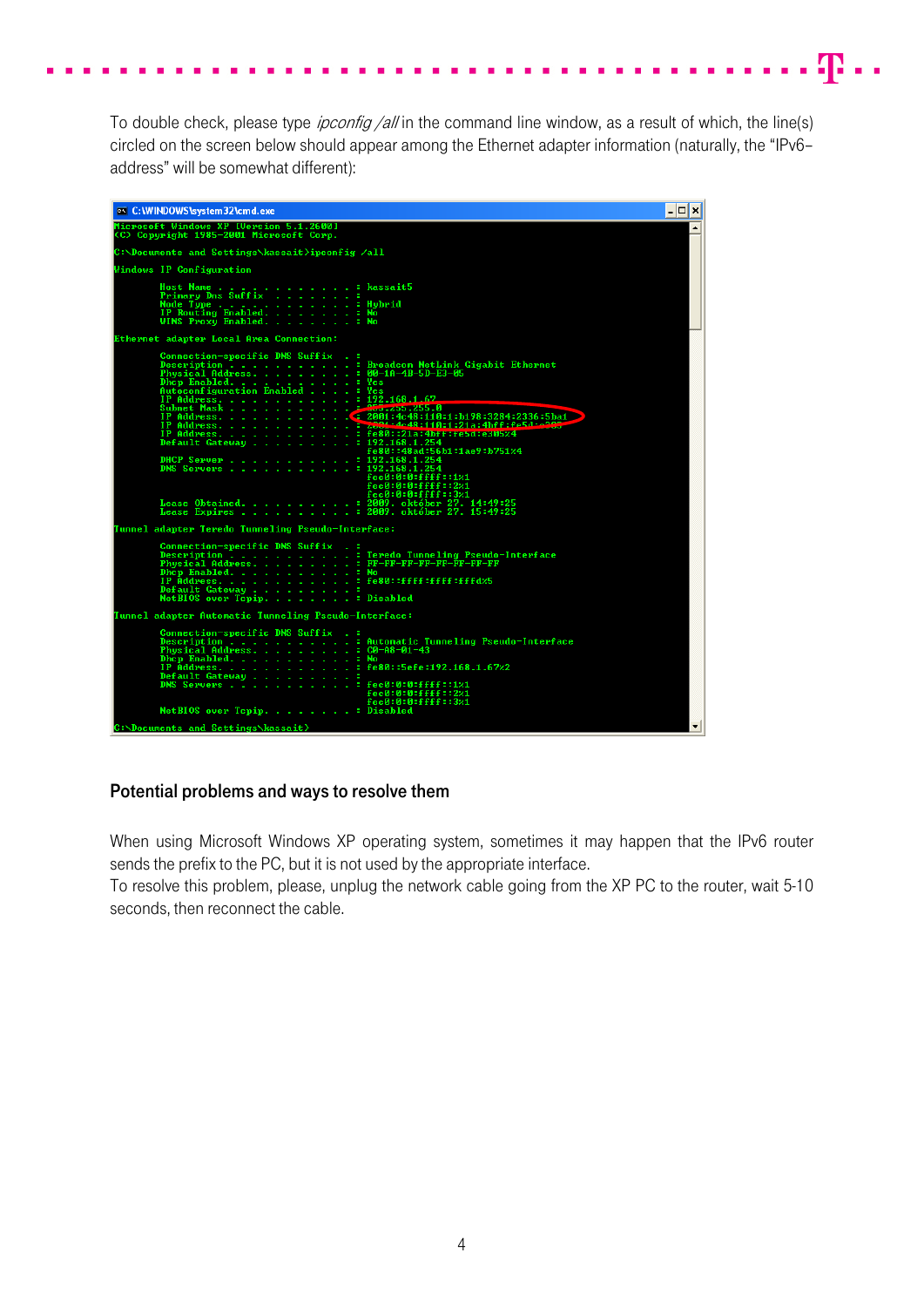To double check, please type *ipconfig /all* in the command line window, as a result of which, the line(s) circled on the screen below should appear among the Ethernet adapter information (naturally, the "IPv6–address" will be somewhat different):

```
C:\WINDOWS\system32\cmd.exe
Microsoft Windows XP [Version 5.1.2600]
(C) Copyright 1985-2001 Microsoft Corp.

C:\Documents and Settings\kassait>ipconfig /all

Windows IP Configuration

        Host Name . . . . . . . . . . . . : kassait5
        Primary Dns Suffix  . . . . . . . :
        Node Type . . . . . . . . . . . . : Hybrid
        IP Routing Enabled. . . . . . . . : No
        WINS Proxy Enabled. . . . . . . . : No

Ethernet adapter Local Area Connection:

        Connection-specific DNS Suffix  . :
        Description . . . . . . . . . . . : Broadcom NetLink Gigabit Ethernet
        Physical Address. . . . . . . . . : 00-1A-4B-5D-E3-05
        Dhcp Enabled. . . . . . . . . . . : Yes
        Autoconfiguration Enabled . . . . : Yes
        IP Address. . . . . . . . . . . . : 192.168.1.67
        Subnet Mask . . . . . . . . . . . : 255.255.255.0
        IP Address. . . . . . . . . . . . : 2001:4c48:110:1:b198:3284:2336:5ba1
        IP Address. . . . . . . . . . . . : 2001:4c48:110:1:21a:4bff:fe5d:e305
        IP Address. . . . . . . . . . . . : fe80::21a:4bff:fe5d:e305%4
        Default Gateway . . . . . . . . . : 192.168.1.254
                                            fe80::48ad:56b1:1ae9:b751%4
        DHCP Server . . . . . . . . . . . : 192.168.1.254
        DNS Servers . . . . . . . . . . . : 192.168.1.254
                                            fec0:0:0:ffff::1%1
                                            fec0:0:0:ffff::2%1
                                            fec0:0:0:ffff::3%1
        Lease Obtained. . . . . . . . . . : 2009. október 27. 14:49:25
        Lease Expires . . . . . . . . . . : 2009. október 27. 15:49:25

Tunnel adapter Teredo Tunneling Pseudo-Interface:

        Connection-specific DNS Suffix  . :
        Description . . . . . . . . . . . : Teredo Tunneling Pseudo-Interface
        Physical Address. . . . . . . . . : FF-FF-FF-FF-FF-FF-FF-FF
        Dhcp Enabled. . . . . . . . . . . : No
        IP Address. . . . . . . . . . . . : fe80::ffff:ffff:fffd%5
        Default Gateway . . . . . . . . . :
        NetBIOS over Tcpip. . . . . . . . : Disabled

Tunnel adapter Automatic Tunneling Pseudo-Interface:

        Connection-specific DNS Suffix  . :
        Description . . . . . . . . . . . : Automatic Tunneling Pseudo-Interface
        Physical Address. . . . . . . . . : C0-A8-01-43
        Dhcp Enabled. . . . . . . . . . . : No
        IP Address. . . . . . . . . . . . : fe80::5efe:192.168.1.67%2
        Default Gateway . . . . . . . . . :
        DNS Servers . . . . . . . . . . . : fec0:0:0:ffff::1%1
                                            fec0:0:0:ffff::2%1
                                            fec0:0:0:ffff::3%1
        NetBIOS over Tcpip. . . . . . . . : Disabled

C:\Documents and Settings\kassait>
```

### Potential problems and ways to resolve them

When using Microsoft Windows XP operating system, sometimes it may happen that the IPv6 router sends the prefix to the PC, but it is not used by the appropriate interface.
To resolve this problem, please, unplug the network cable going from the XP PC to the router, wait 5-10 seconds, then reconnect the cable.